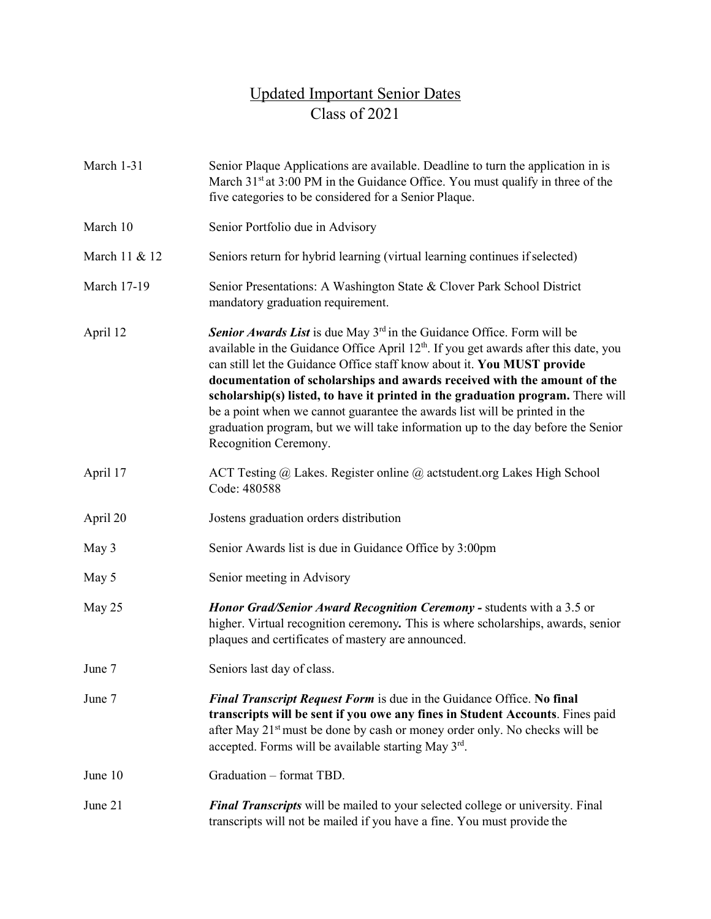# Updated Important Senior Dates
## Class of 2021

| | |
|---|---|
| March 1-31 | Senior Plaque Applications are available. Deadline to turn the application in is March 31st at 3:00 PM in the Guidance Office. You must qualify in three of the five categories to be considered for a Senior Plaque. |
| March 10 | Senior Portfolio due in Advisory |
| March 11 & 12 | Seniors return for hybrid learning (virtual learning continues if selected) |
| March 17-19 | Senior Presentations: A Washington State & Clover Park School District mandatory graduation requirement. |
| April 12 | ***Senior Awards List*** is due May 3rd in the Guidance Office. Form will be available in the Guidance Office April 12th. If you get awards after this date, you can still let the Guidance Office staff know about it. **You MUST provide documentation of scholarships and awards received with the amount of the scholarship(s) listed, to have it printed in the graduation program.** There will be a point when we cannot guarantee the awards list will be printed in the graduation program, but we will take information up to the day before the Senior Recognition Ceremony. |
| April 17 | ACT Testing @ Lakes. Register online @ actstudent.org Lakes High School Code: 480588 |
| April 20 | Jostens graduation orders distribution |
| May 3 | Senior Awards list is due in Guidance Office by 3:00pm |
| May 5 | Senior meeting in Advisory |
| May 25 | ***Honor Grad/Senior Award Recognition Ceremony -*** students with a 3.5 or higher. Virtual recognition ceremony**.** This is where scholarships, awards, senior plaques and certificates of mastery are announced. |
| June 7 | Seniors last day of class. |
| June 7 | ***Final Transcript Request Form*** is due in the Guidance Office. **No final transcripts will be sent if you owe any fines in Student Accounts**. Fines paid after May 21st must be done by cash or money order only. No checks will be accepted. Forms will be available starting May 3rd. |
| June 10 | Graduation – format TBD. |
| June 21 | ***Final Transcripts*** will be mailed to your selected college or university. Final transcripts will not be mailed if you have a fine. You must provide the |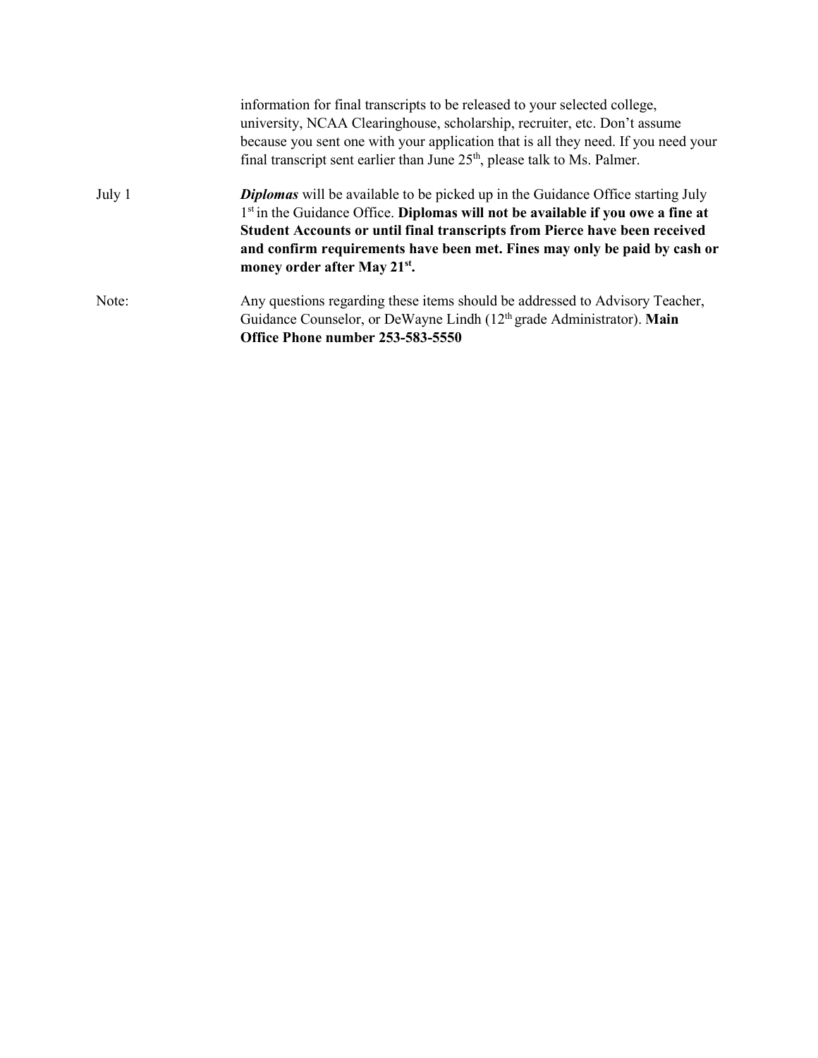| | |
|---|---|
| | information for final transcripts to be released to your selected college, university, NCAA Clearinghouse, scholarship, recruiter, etc. Don't assume because you sent one with your application that is all they need. If you need your final transcript sent earlier than June 25th, please talk to Ms. Palmer. |
| July 1 | ***Diplomas*** will be available to be picked up in the Guidance Office starting July 1st in the Guidance Office. **Diplomas will not be available if you owe a fine at Student Accounts or until final transcripts from Pierce have been received and confirm requirements have been met. Fines may only be paid by cash or money order after May 21st.** |
| Note: | Any questions regarding these items should be addressed to Advisory Teacher, Guidance Counselor, or DeWayne Lindh (12th grade Administrator). **Main Office Phone number 253-583-5550** |